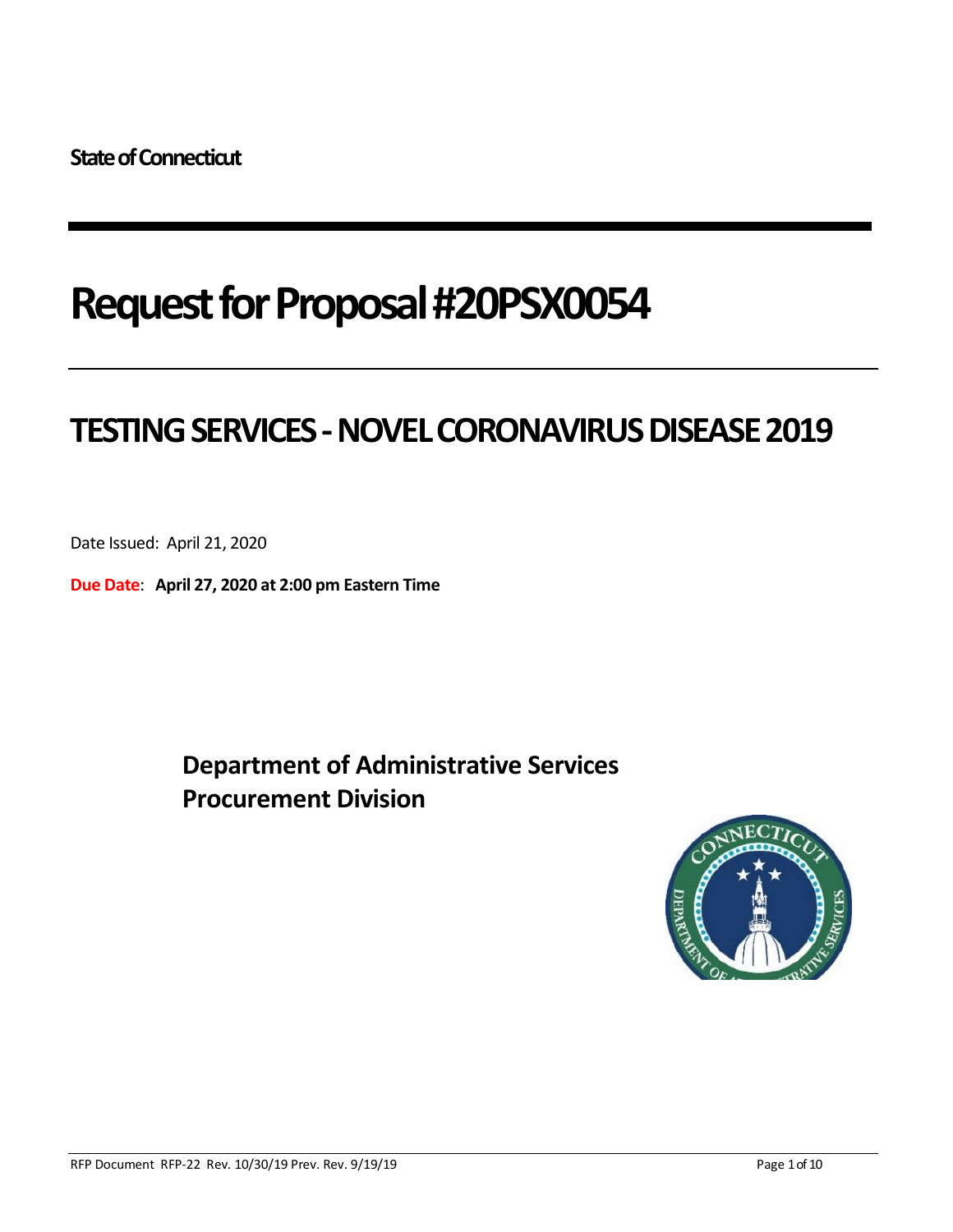**State of Connecticut**

# Request for Proposal #20PSX0054

## TESTING SERVICES - NOVEL CORONAVIRUS DISEASE 2019

Date Issued: April 21, 2020

**Due Date**: **April 27, 2020 at 2:00 pm Eastern Time**

**Department of Administrative Services**
**Procurement Division**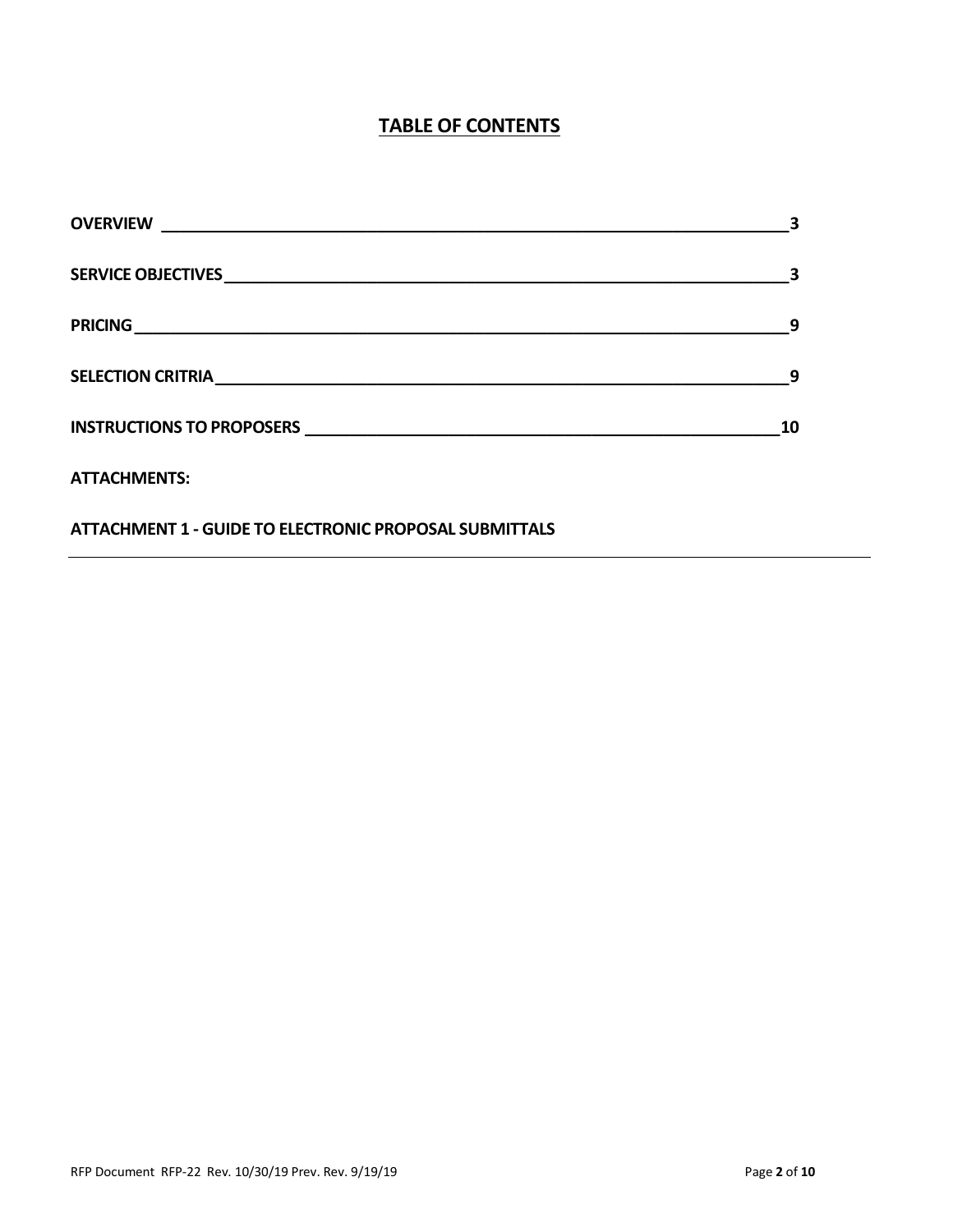# TABLE OF CONTENTS

**OVERVIEW** ____________________________________________ **3**

**SERVICE OBJECTIVES** ____________________________________ **3**

**PRICING** _____________________________________________ **9**

**SELECTION CRITRIA** _____________________________________ **9**

**INSTRUCTIONS TO PROPOSERS** _____________________________ **10**

**ATTACHMENTS:**

**ATTACHMENT 1 - GUIDE TO ELECTRONIC PROPOSAL SUBMITTALS**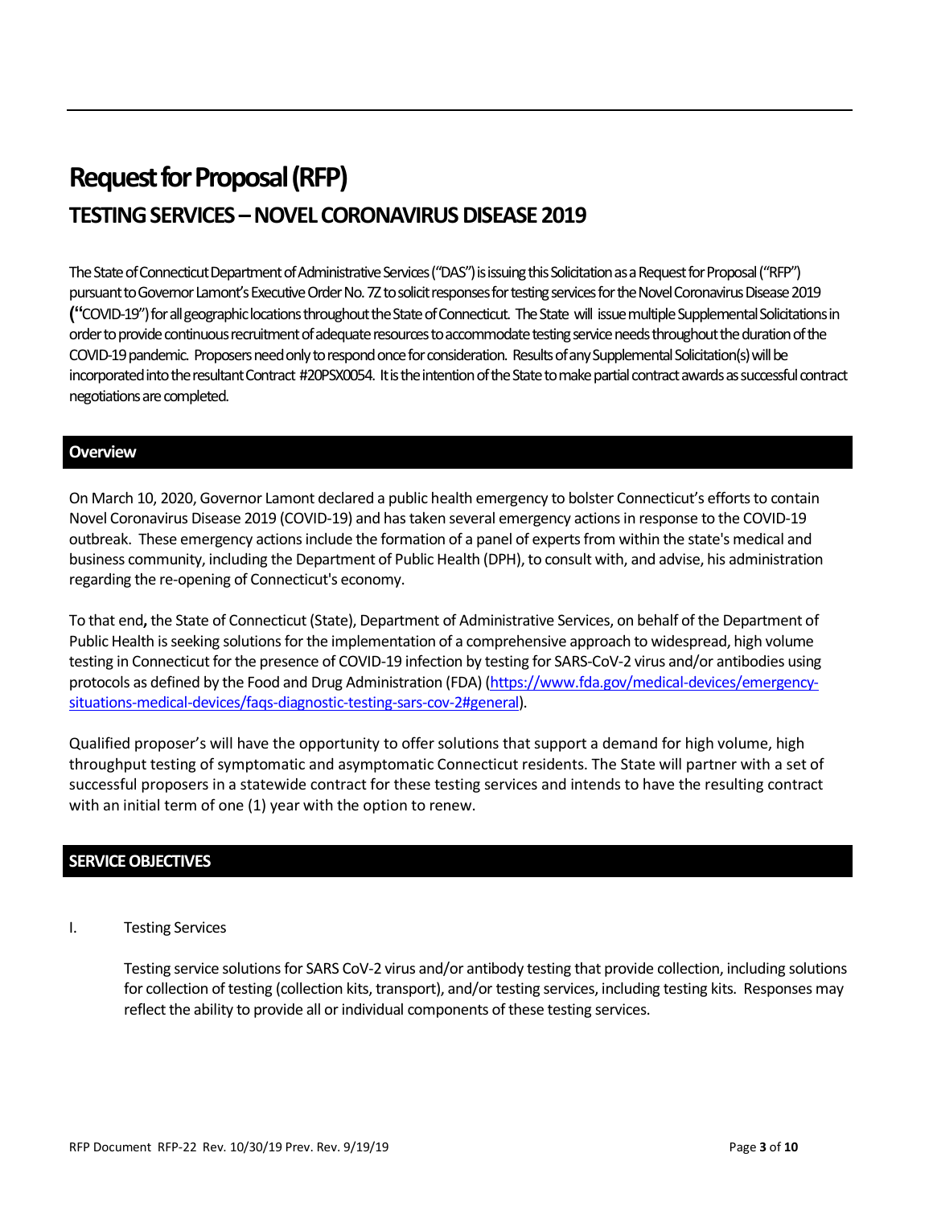# Request for Proposal (RFP)

## TESTING SERVICES – NOVEL CORONAVIRUS DISEASE 2019

The State of Connecticut Department of Administrative Services ("DAS") is issuing this Solicitation as a Request for Proposal ("RFP") pursuant to Governor Lamont's Executive Order No. 7Z to solicit responses for testing services for the Novel Coronavirus Disease 2019 **("**COVID-19") for all geographic locations throughout the State of Connecticut. The State will issue multiple Supplemental Solicitations in order to provide continuous recruitment of adequate resources to accommodate testing service needs throughout the duration of the COVID-19 pandemic. Proposers need only to respond once for consideration. Results of any Supplemental Solicitation(s) will be incorporated into the resultant Contract #20PSX0054. It is the intention of the State to make partial contract awards as successful contract negotiations are completed.

## Overview

On March 10, 2020, Governor Lamont declared a public health emergency to bolster Connecticut's efforts to contain Novel Coronavirus Disease 2019 (COVID-19) and has taken several emergency actions in response to the COVID-19 outbreak. These emergency actions include the formation of a panel of experts from within the state's medical and business community, including the Department of Public Health (DPH), to consult with, and advise, his administration regarding the re-opening of Connecticut's economy.

To that end**,** the State of Connecticut (State), Department of Administrative Services, on behalf of the Department of Public Health is seeking solutions for the implementation of a comprehensive approach to widespread, high volume testing in Connecticut for the presence of COVID-19 infection by testing for SARS-CoV-2 virus and/or antibodies using protocols as defined by the Food and Drug Administration (FDA) (https://www.fda.gov/medical-devices/emergency-situations-medical-devices/faqs-diagnostic-testing-sars-cov-2#general).

Qualified proposer's will have the opportunity to offer solutions that support a demand for high volume, high throughput testing of symptomatic and asymptomatic Connecticut residents. The State will partner with a set of successful proposers in a statewide contract for these testing services and intends to have the resulting contract with an initial term of one (1) year with the option to renew.

## SERVICE OBJECTIVES

I. Testing Services

Testing service solutions for SARS CoV-2 virus and/or antibody testing that provide collection, including solutions for collection of testing (collection kits, transport), and/or testing services, including testing kits. Responses may reflect the ability to provide all or individual components of these testing services.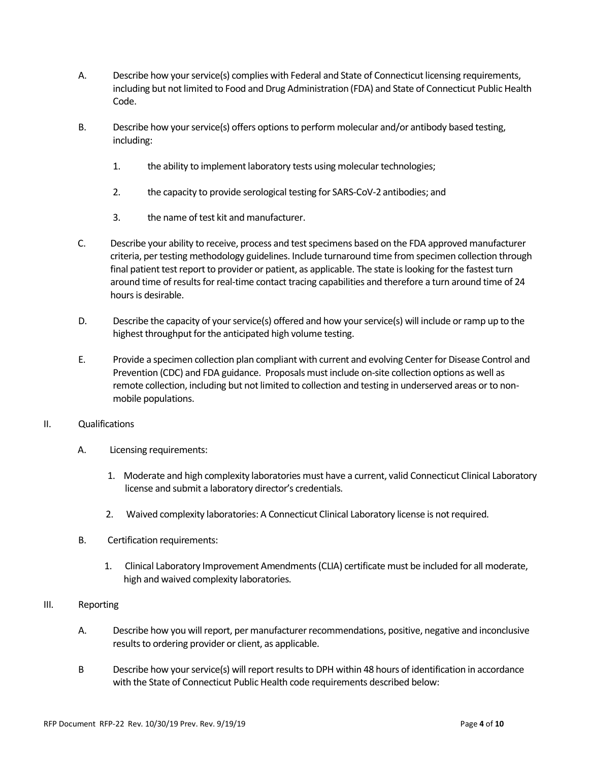A. Describe how your service(s) complies with Federal and State of Connecticut licensing requirements, including but not limited to Food and Drug Administration (FDA) and State of Connecticut Public Health Code.

B. Describe how your service(s) offers options to perform molecular and/or antibody based testing, including:

   1. the ability to implement laboratory tests using molecular technologies;

   2. the capacity to provide serological testing for SARS-CoV-2 antibodies; and

   3. the name of test kit and manufacturer.

C. Describe your ability to receive, process and test specimens based on the FDA approved manufacturer criteria, per testing methodology guidelines. Include turnaround time from specimen collection through final patient test report to provider or patient, as applicable. The state is looking for the fastest turn around time of results for real-time contact tracing capabilities and therefore a turn around time of 24 hours is desirable.

D. Describe the capacity of your service(s) offered and how your service(s) will include or ramp up to the highest throughput for the anticipated high volume testing.

E. Provide a specimen collection plan compliant with current and evolving Center for Disease Control and Prevention (CDC) and FDA guidance. Proposals must include on-site collection options as well as remote collection, including but not limited to collection and testing in underserved areas or to non-mobile populations.

II. Qualifications

A. Licensing requirements:

   1. Moderate and high complexity laboratories must have a current, valid Connecticut Clinical Laboratory license and submit a laboratory director's credentials.

   2. Waived complexity laboratories: A Connecticut Clinical Laboratory license is not required.

B. Certification requirements:

   1. Clinical Laboratory Improvement Amendments (CLIA) certificate must be included for all moderate, high and waived complexity laboratories.

III. Reporting

A. Describe how you will report, per manufacturer recommendations, positive, negative and inconclusive results to ordering provider or client, as applicable.

B Describe how your service(s) will report results to DPH within 48 hours of identification in accordance with the State of Connecticut Public Health code requirements described below: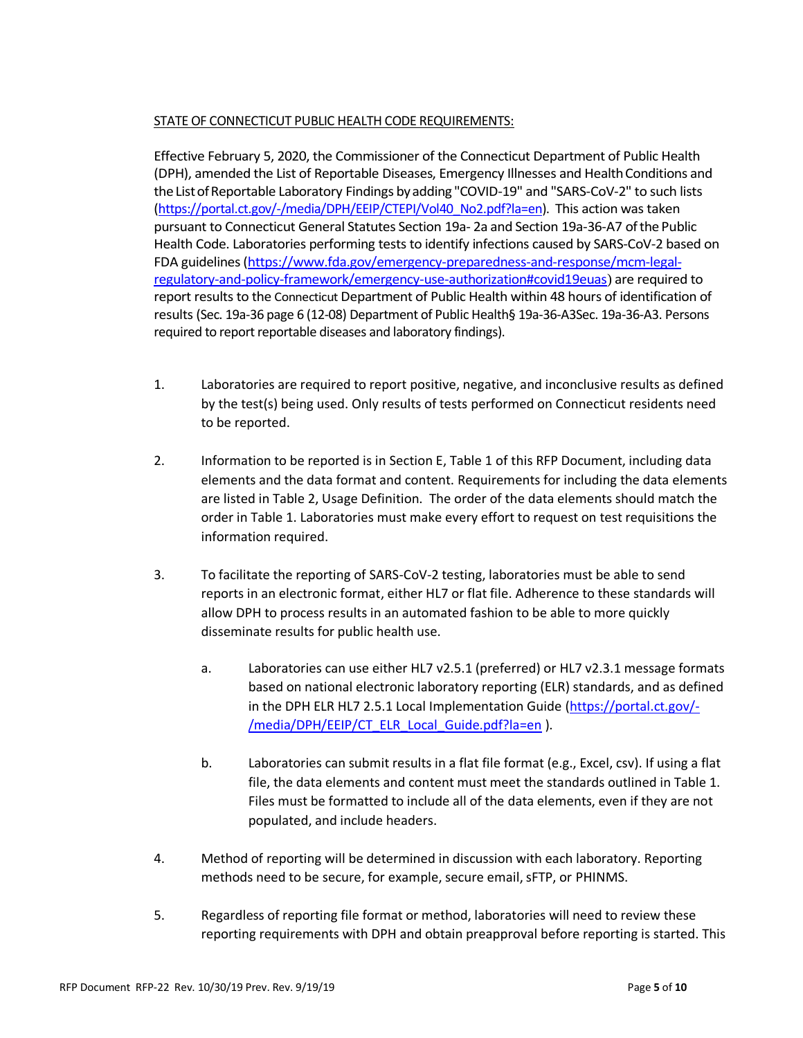STATE OF CONNECTICUT PUBLIC HEALTH CODE REQUIREMENTS:

Effective February 5, 2020, the Commissioner of the Connecticut Department of Public Health (DPH), amended the List of Reportable Diseases, Emergency Illnesses and Health Conditions and the List of Reportable Laboratory Findings by adding "COVID-19" and "SARS-CoV-2" to such lists (https://portal.ct.gov/-/media/DPH/EEIP/CTEPI/Vol40_No2.pdf?la=en). This action was taken pursuant to Connecticut General Statutes Section 19a- 2a and Section 19a-36-A7 of the Public Health Code. Laboratories performing tests to identify infections caused by SARS-CoV-2 based on FDA guidelines (https://www.fda.gov/emergency-preparedness-and-response/mcm-legal-regulatory-and-policy-framework/emergency-use-authorization#covid19euas) are required to report results to the Connecticut Department of Public Health within 48 hours of identification of results (Sec. 19a-36 page 6 (12-08) Department of Public Health§ 19a-36-A3Sec. 19a-36-A3. Persons required to report reportable diseases and laboratory findings).

1. Laboratories are required to report positive, negative, and inconclusive results as defined by the test(s) being used. Only results of tests performed on Connecticut residents need to be reported.

2. Information to be reported is in Section E, Table 1 of this RFP Document, including data elements and the data format and content. Requirements for including the data elements are listed in Table 2, Usage Definition. The order of the data elements should match the order in Table 1. Laboratories must make every effort to request on test requisitions the information required.

3. To facilitate the reporting of SARS-CoV-2 testing, laboratories must be able to send reports in an electronic format, either HL7 or flat file. Adherence to these standards will allow DPH to process results in an automated fashion to be able to more quickly disseminate results for public health use.

   a. Laboratories can use either HL7 v2.5.1 (preferred) or HL7 v2.3.1 message formats based on national electronic laboratory reporting (ELR) standards, and as defined in the DPH ELR HL7 2.5.1 Local Implementation Guide (https://portal.ct.gov/-/media/DPH/EEIP/CT_ELR_Local_Guide.pdf?la=en ).

   b. Laboratories can submit results in a flat file format (e.g., Excel, csv). If using a flat file, the data elements and content must meet the standards outlined in Table 1. Files must be formatted to include all of the data elements, even if they are not populated, and include headers.

4. Method of reporting will be determined in discussion with each laboratory. Reporting methods need to be secure, for example, secure email, sFTP, or PHINMS.

5. Regardless of reporting file format or method, laboratories will need to review these reporting requirements with DPH and obtain preapproval before reporting is started. This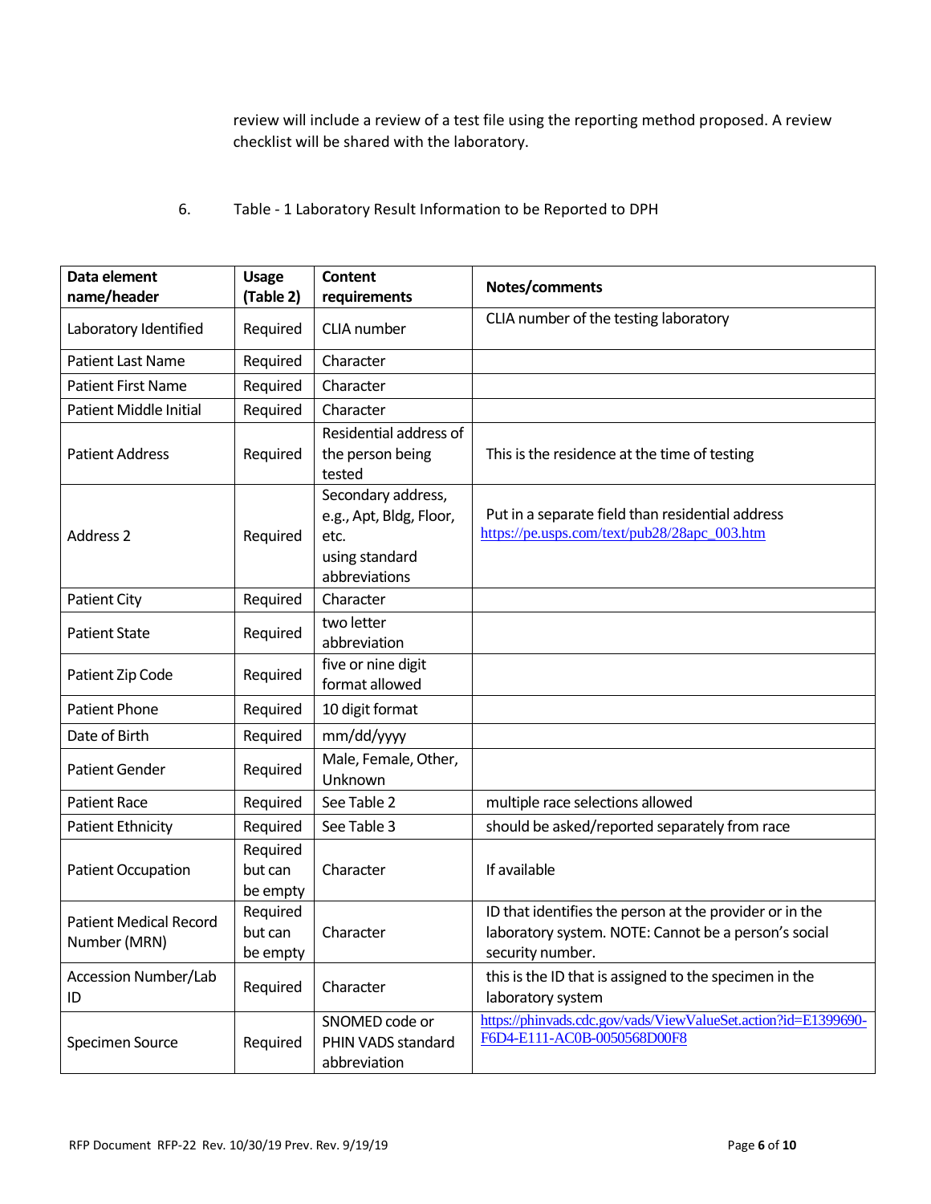review will include a review of a test file using the reporting method proposed. A review checklist will be shared with the laboratory.

6. Table - 1 Laboratory Result Information to be Reported to DPH

| Data element name/header | Usage (Table 2) | Content requirements | Notes/comments |
|---|---|---|---|
| Laboratory Identified | Required | CLIA number | CLIA number of the testing laboratory |
| Patient Last Name | Required | Character | |
| Patient First Name | Required | Character | |
| Patient Middle Initial | Required | Character | |
| Patient Address | Required | Residential address of the person being tested | This is the residence at the time of testing |
| Address 2 | Required | Secondary address, e.g., Apt, Bldg, Floor, etc. using standard abbreviations | Put in a separate field than residential address https://pe.usps.com/text/pub28/28apc_003.htm |
| Patient City | Required | Character | |
| Patient State | Required | two letter abbreviation | |
| Patient Zip Code | Required | five or nine digit format allowed | |
| Patient Phone | Required | 10 digit format | |
| Date of Birth | Required | mm/dd/yyyy | |
| Patient Gender | Required | Male, Female, Other, Unknown | |
| Patient Race | Required | See Table 2 | multiple race selections allowed |
| Patient Ethnicity | Required | See Table 3 | should be asked/reported separately from race |
| Patient Occupation | Required but can be empty | Character | If available |
| Patient Medical Record Number (MRN) | Required but can be empty | Character | ID that identifies the person at the provider or in the laboratory system. NOTE: Cannot be a person's social security number. |
| Accession Number/Lab ID | Required | Character | this is the ID that is assigned to the specimen in the laboratory system |
| Specimen Source | Required | SNOMED code or PHIN VADS standard abbreviation | https://phinvads.cdc.gov/vads/ViewValueSet.action?id=E1399690-F6D4-E111-AC0B-0050568D00F8 |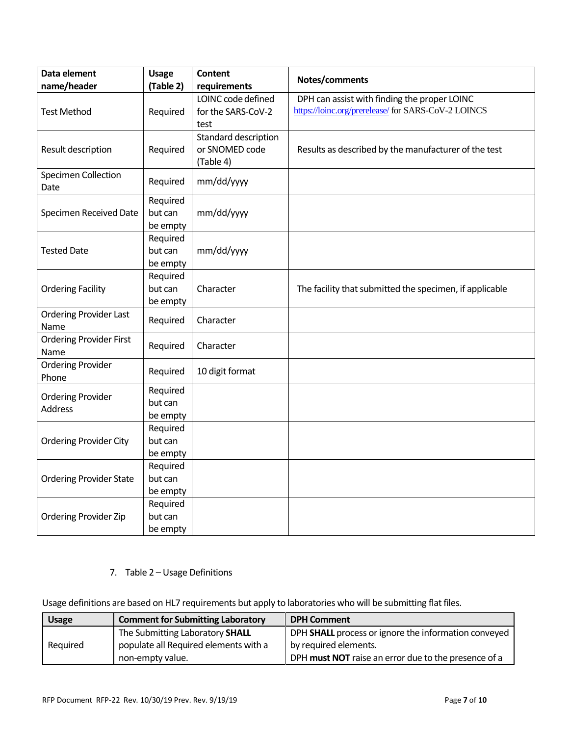| Data element name/header | Usage (Table 2) | Content requirements | Notes/comments |
| --- | --- | --- | --- |
| Test Method | Required | LOINC code defined for the SARS-CoV-2 test | DPH can assist with finding the proper LOINC https://loinc.org/prerelease/ for SARS-CoV-2 LOINCS |
| Result description | Required | Standard description or SNOMED code (Table 4) | Results as described by the manufacturer of the test |
| Specimen Collection Date | Required | mm/dd/yyyy | |
| Specimen Received Date | Required but can be empty | mm/dd/yyyy | |
| Tested Date | Required but can be empty | mm/dd/yyyy | |
| Ordering Facility | Required but can be empty | Character | The facility that submitted the specimen, if applicable |
| Ordering Provider Last Name | Required | Character | |
| Ordering Provider First Name | Required | Character | |
| Ordering Provider Phone | Required | 10 digit format | |
| Ordering Provider Address | Required but can be empty | | |
| Ordering Provider City | Required but can be empty | | |
| Ordering Provider State | Required but can be empty | | |
| Ordering Provider Zip | Required but can be empty | | |

7. Table 2 – Usage Definitions

Usage definitions are based on HL7 requirements but apply to laboratories who will be submitting flat files.

| Usage | Comment for Submitting Laboratory | DPH Comment |
| --- | --- | --- |
| Required | The Submitting Laboratory **SHALL** populate all Required elements with a non-empty value. | DPH **SHALL** process or ignore the information conveyed by required elements. DPH **must NOT** raise an error due to the presence of a |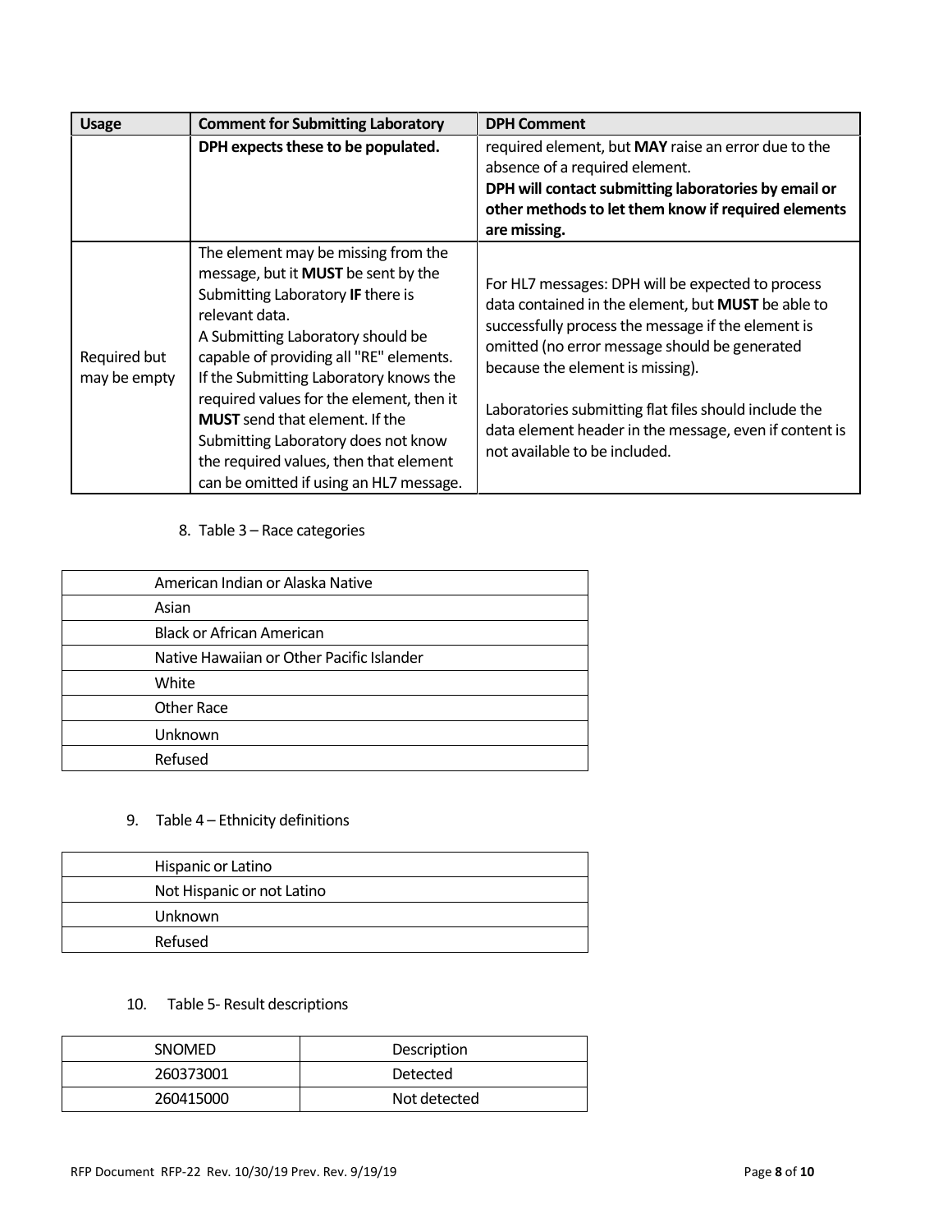| Usage | Comment for Submitting Laboratory | DPH Comment |
|---|---|---|
| | **DPH expects these to be populated.** | required element, but **MAY** raise an error due to the absence of a required element.<br>**DPH will contact submitting laboratories by email or other methods to let them know if required elements are missing.** |
| Required but may be empty | The element may be missing from the message, but it **MUST** be sent by the Submitting Laboratory **IF** there is relevant data.<br>A Submitting Laboratory should be capable of providing all "RE" elements. If the Submitting Laboratory knows the required values for the element, then it **MUST** send that element. If the Submitting Laboratory does not know the required values, then that element can be omitted if using an HL7 message. | For HL7 messages: DPH will be expected to process data contained in the element, but **MUST** be able to successfully process the message if the element is omitted (no error message should be generated because the element is missing).<br><br>Laboratories submitting flat files should include the data element header in the message, even if content is not available to be included. |

8. Table 3 – Race categories

| |
|---|
| American Indian or Alaska Native |
| Asian |
| Black or African American |
| Native Hawaiian or Other Pacific Islander |
| White |
| Other Race |
| Unknown |
| Refused |

9. Table 4 – Ethnicity definitions

| |
|---|
| Hispanic or Latino |
| Not Hispanic or not Latino |
| Unknown |
| Refused |

10. Table 5- Result descriptions

| SNOMED | Description |
|---|---|
| 260373001 | Detected |
| 260415000 | Not detected |

RFP Document RFP-22 Rev. 10/30/19 Prev. Rev. 9/19/19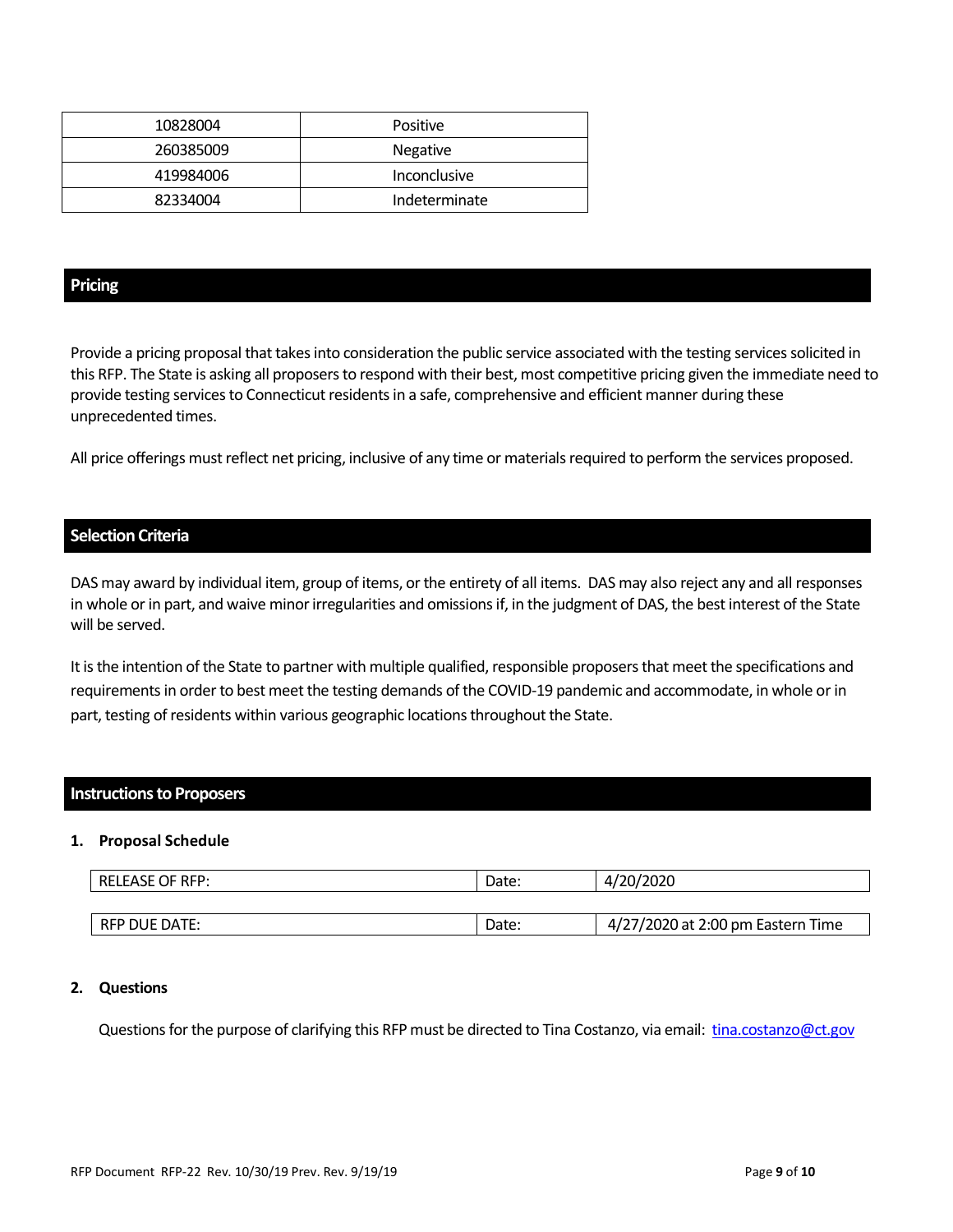| 10828004 | Positive |
|---|---|
| 260385009 | Negative |
| 419984006 | Inconclusive |
| 82334004 | Indeterminate |

## Pricing

Provide a pricing proposal that takes into consideration the public service associated with the testing services solicited in this RFP. The State is asking all proposers to respond with their best, most competitive pricing given the immediate need to provide testing services to Connecticut residents in a safe, comprehensive and efficient manner during these unprecedented times.

All price offerings must reflect net pricing, inclusive of any time or materials required to perform the services proposed.

## Selection Criteria

DAS may award by individual item, group of items, or the entirety of all items. DAS may also reject any and all responses in whole or in part, and waive minor irregularities and omissions if, in the judgment of DAS, the best interest of the State will be served.

It is the intention of the State to partner with multiple qualified, responsible proposers that meet the specifications and requirements in order to best meet the testing demands of the COVID-19 pandemic and accommodate, in whole or in part, testing of residents within various geographic locations throughout the State.

## Instructions to Proposers

**1. Proposal Schedule**

| RELEASE OF RFP: | Date: | 4/20/2020 |
|---|---|---|
| RFP DUE DATE: | Date: | 4/27/2020 at 2:00 pm Eastern Time |

**2. Questions**

Questions for the purpose of clarifying this RFP must be directed to Tina Costanzo, via email: tina.costanzo@ct.gov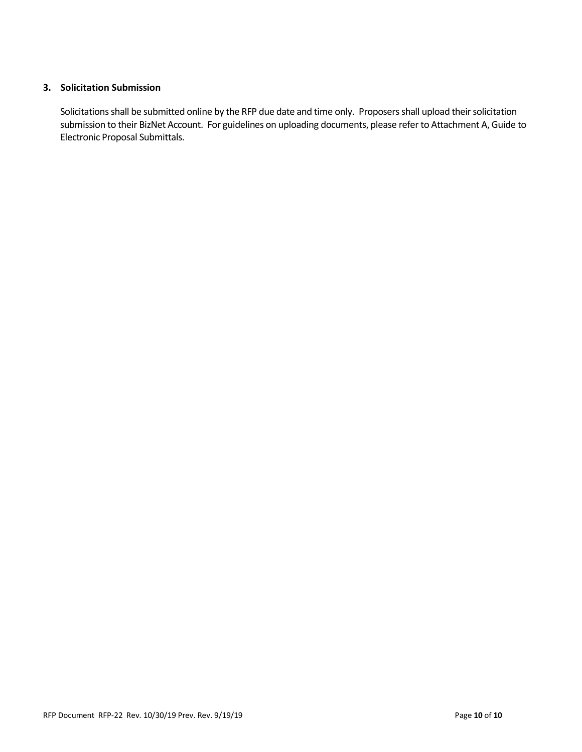### 3. Solicitation Submission

Solicitations shall be submitted online by the RFP due date and time only. Proposers shall upload their solicitation submission to their BizNet Account. For guidelines on uploading documents, please refer to Attachment A, Guide to Electronic Proposal Submittals.